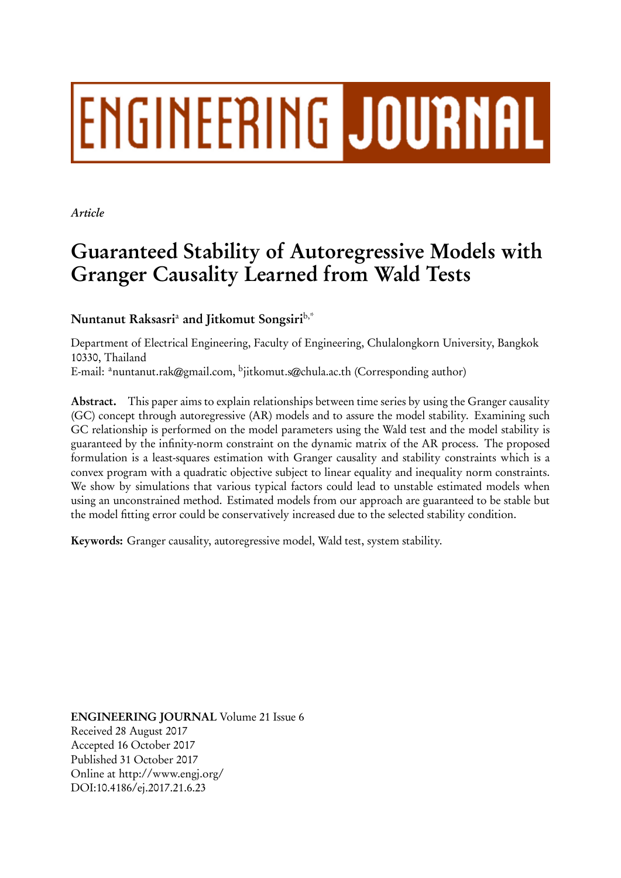# ENGINEERING JOURNAL

*Article*

# Guaranteed Stability of Autoregressive Models with Granger Causality Learned from Wald Tests

**Nuntanut Raksasri**[a] **and Jitkomut Songsiri**[b,*]

Department of Electrical Engineering, Faculty of Engineering, Chulalongkorn University, Bangkok 10330, Thailand
E-mail: [a]nuntanut.rak@gmail.com, [b]jitkomut.s@chula.ac.th (Corresponding author)

**Abstract.** This paper aims to explain relationships between time series by using the Granger causality (GC) concept through autoregressive (AR) models and to assure the model stability. Examining such GC relationship is performed on the model parameters using the Wald test and the model stability is guaranteed by the infinity-norm constraint on the dynamic matrix of the AR process. The proposed formulation is a least-squares estimation with Granger causality and stability constraints which is a convex program with a quadratic objective subject to linear equality and inequality norm constraints. We show by simulations that various typical factors could lead to unstable estimated models when using an unconstrained method. Estimated models from our approach are guaranteed to be stable but the model fitting error could be conservatively increased due to the selected stability condition.

**Keywords:** Granger causality, autoregressive model, Wald test, system stability.

**ENGINEERING JOURNAL** Volume 21 Issue 6
Received 28 August 2017
Accepted 16 October 2017
Published 31 October 2017
Online at http://www.engj.org/
DOI:10.4186/ej.2017.21.6.23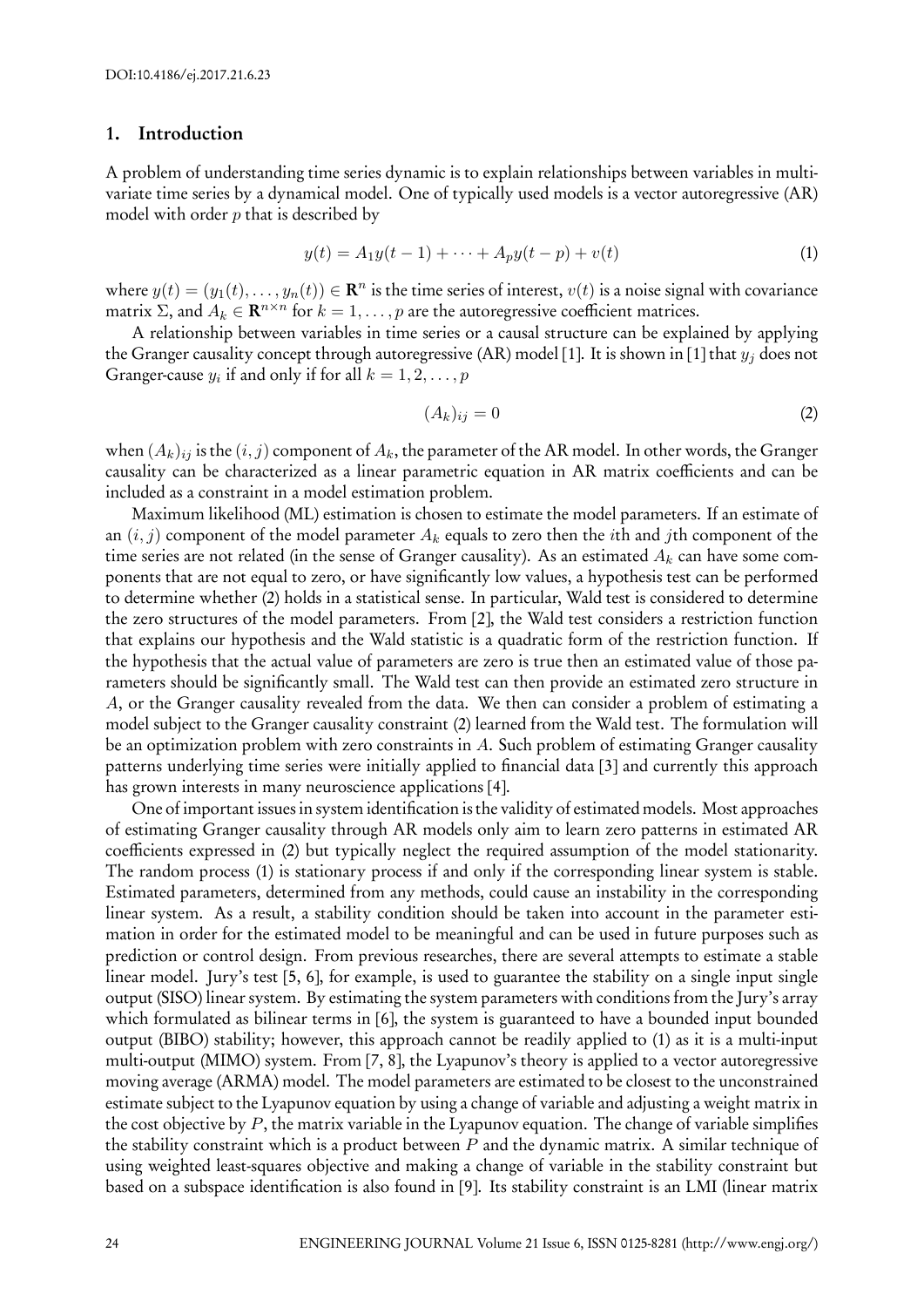DOI:10.4186/ej.2017.21.6.23

## 1. Introduction

A problem of understanding time series dynamic is to explain relationships between variables in multivariate time series by a dynamical model. One of typically used models is a vector autoregressive (AR) model with order $p$ that is described by

$$y(t) = A_1 y(t-1) + \cdots + A_p y(t-p) + v(t) \tag{1}$$

where $y(t) = (y_1(t), \ldots, y_n(t)) \in \mathbf{R}^n$ is the time series of interest, $v(t)$ is a noise signal with covariance matrix $\Sigma$, and $A_k \in \mathbf{R}^{n \times n}$ for $k = 1, \ldots, p$ are the autoregressive coefficient matrices.

A relationship between variables in time series or a causal structure can be explained by applying the Granger causality concept through autoregressive (AR) model [1]. It is shown in [1] that $y_j$ does not Granger-cause $y_i$ if and only if for all $k = 1, 2, \ldots, p$

$$(A_k)_{ij} = 0 \tag{2}$$

when $(A_k)_{ij}$ is the $(i, j)$ component of $A_k$, the parameter of the AR model. In other words, the Granger causality can be characterized as a linear parametric equation in AR matrix coefficients and can be included as a constraint in a model estimation problem.

Maximum likelihood (ML) estimation is chosen to estimate the model parameters. If an estimate of an $(i, j)$ component of the model parameter $A_k$ equals to zero then the $i$th and $j$th component of the time series are not related (in the sense of Granger causality). As an estimated $A_k$ can have some components that are not equal to zero, or have significantly low values, a hypothesis test can be performed to determine whether (2) holds in a statistical sense. In particular, Wald test is considered to determine the zero structures of the model parameters. From [2], the Wald test considers a restriction function that explains our hypothesis and the Wald statistic is a quadratic form of the restriction function. If the hypothesis that the actual value of parameters are zero is true then an estimated value of those parameters should be significantly small. The Wald test can then provide an estimated zero structure in $A$, or the Granger causality revealed from the data. We then can consider a problem of estimating a model subject to the Granger causality constraint (2) learned from the Wald test. The formulation will be an optimization problem with zero constraints in $A$. Such problem of estimating Granger causality patterns underlying time series were initially applied to financial data [3] and currently this approach has grown interests in many neuroscience applications [4].

One of important issues in system identification is the validity of estimated models. Most approaches of estimating Granger causality through AR models only aim to learn zero patterns in estimated AR coefficients expressed in (2) but typically neglect the required assumption of the model stationarity. The random process (1) is stationary process if and only if the corresponding linear system is stable. Estimated parameters, determined from any methods, could cause an instability in the corresponding linear system. As a result, a stability condition should be taken into account in the parameter estimation in order for the estimated model to be meaningful and can be used in future purposes such as prediction or control design. From previous researches, there are several attempts to estimate a stable linear model. Jury's test [5, 6], for example, is used to guarantee the stability on a single input single output (SISO) linear system. By estimating the system parameters with conditions from the Jury's array which formulated as bilinear terms in [6], the system is guaranteed to have a bounded input bounded output (BIBO) stability; however, this approach cannot be readily applied to (1) as it is a multi-input multi-output (MIMO) system. From [7, 8], the Lyapunov's theory is applied to a vector autoregressive moving average (ARMA) model. The model parameters are estimated to be closest to the unconstrained estimate subject to the Lyapunov equation by using a change of variable and adjusting a weight matrix in the cost objective by $P$, the matrix variable in the Lyapunov equation. The change of variable simplifies the stability constraint which is a product between $P$ and the dynamic matrix. A similar technique of using weighted least-squares objective and making a change of variable in the stability constraint but based on a subspace identification is also found in [9]. Its stability constraint is an LMI (linear matrix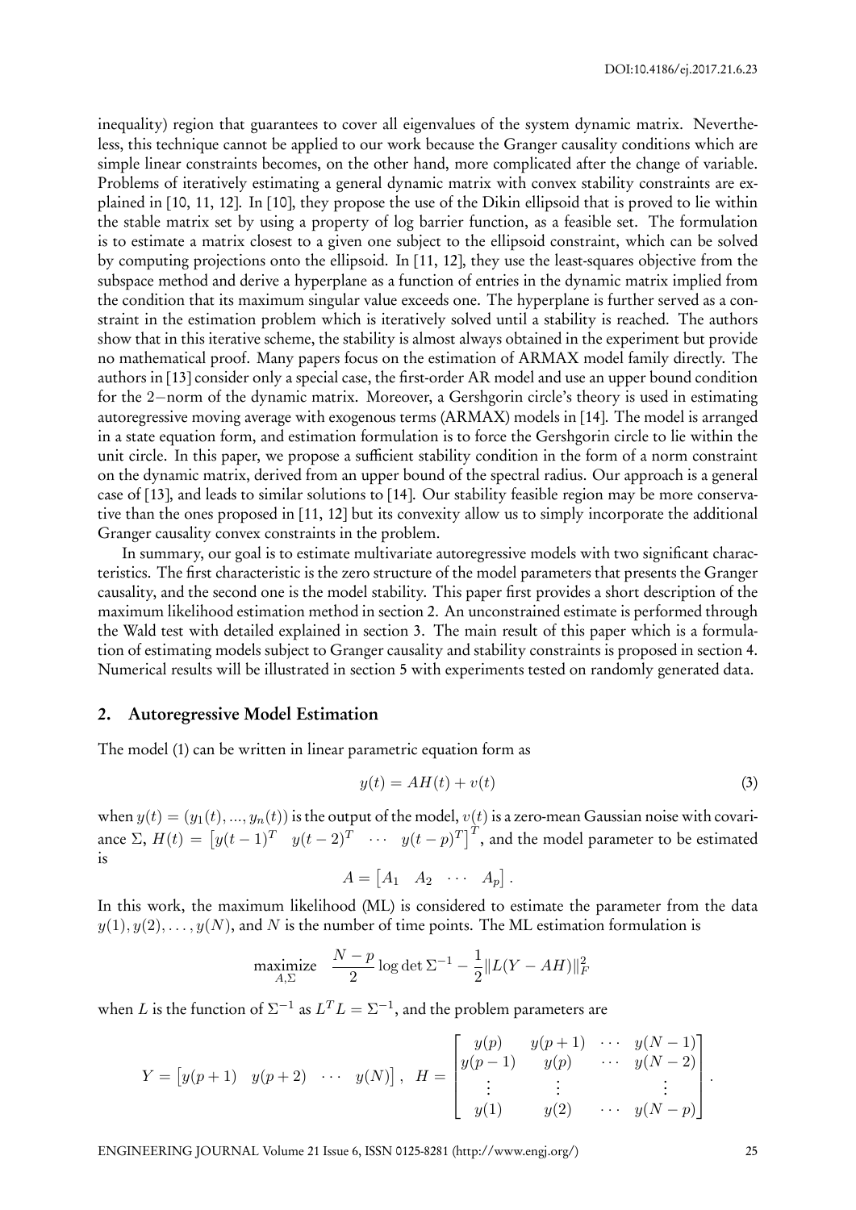inequality) region that guarantees to cover all eigenvalues of the system dynamic matrix. Nevertheless, this technique cannot be applied to our work because the Granger causality conditions which are simple linear constraints becomes, on the other hand, more complicated after the change of variable. Problems of iteratively estimating a general dynamic matrix with convex stability constraints are explained in [10, 11, 12]. In [10], they propose the use of the Dikin ellipsoid that is proved to lie within the stable matrix set by using a property of log barrier function, as a feasible set. The formulation is to estimate a matrix closest to a given one subject to the ellipsoid constraint, which can be solved by computing projections onto the ellipsoid. In [11, 12], they use the least-squares objective from the subspace method and derive a hyperplane as a function of entries in the dynamic matrix implied from the condition that its maximum singular value exceeds one. The hyperplane is further served as a constraint in the estimation problem which is iteratively solved until a stability is reached. The authors show that in this iterative scheme, the stability is almost always obtained in the experiment but provide no mathematical proof. Many papers focus on the estimation of ARMAX model family directly. The authors in [13] consider only a special case, the first-order AR model and use an upper bound condition for the 2−norm of the dynamic matrix. Moreover, a Gershgorin circle's theory is used in estimating autoregressive moving average with exogenous terms (ARMAX) models in [14]. The model is arranged in a state equation form, and estimation formulation is to force the Gershgorin circle to lie within the unit circle. In this paper, we propose a sufficient stability condition in the form of a norm constraint on the dynamic matrix, derived from an upper bound of the spectral radius. Our approach is a general case of [13], and leads to similar solutions to [14]. Our stability feasible region may be more conservative than the ones proposed in [11, 12] but its convexity allow us to simply incorporate the additional Granger causality convex constraints in the problem.

In summary, our goal is to estimate multivariate autoregressive models with two significant characteristics. The first characteristic is the zero structure of the model parameters that presents the Granger causality, and the second one is the model stability. This paper first provides a short description of the maximum likelihood estimation method in section 2. An unconstrained estimate is performed through the Wald test with detailed explained in section 3. The main result of this paper which is a formulation of estimating models subject to Granger causality and stability constraints is proposed in section 4. Numerical results will be illustrated in section 5 with experiments tested on randomly generated data.

## 2. Autoregressive Model Estimation

The model (1) can be written in linear parametric equation form as

$$y(t) = AH(t) + v(t) \tag{3}$$

when $y(t) = (y_1(t), ..., y_n(t))$ is the output of the model, $v(t)$ is a zero-mean Gaussian noise with covariance $\Sigma$, $H(t) = \begin{bmatrix} y(t-1)^T & y(t-2)^T & \cdots & y(t-p)^T \end{bmatrix}^T$, and the model parameter to be estimated is

$$A = \begin{bmatrix} A_1 & A_2 & \cdots & A_p \end{bmatrix}.$$

In this work, the maximum likelihood (ML) is considered to estimate the parameter from the data $y(1), y(2), \ldots, y(N)$, and $N$ is the number of time points. The ML estimation formulation is

$$\underset{A,\Sigma}{\text{maximize}} \quad \frac{N-p}{2} \log\det \Sigma^{-1} - \frac{1}{2}\|L(Y - AH)\|_F^2$$

when $L$ is the function of $\Sigma^{-1}$ as $L^T L = \Sigma^{-1}$, and the problem parameters are

$$Y = \begin{bmatrix} y(p+1) & y(p+2) & \cdots & y(N) \end{bmatrix}, \quad H = \begin{bmatrix} y(p) & y(p+1) & \cdots & y(N-1) \\ y(p-1) & y(p) & \cdots & y(N-2) \\ \vdots & \vdots & & \vdots \\ y(1) & y(2) & \cdots & y(N-p) \end{bmatrix}.$$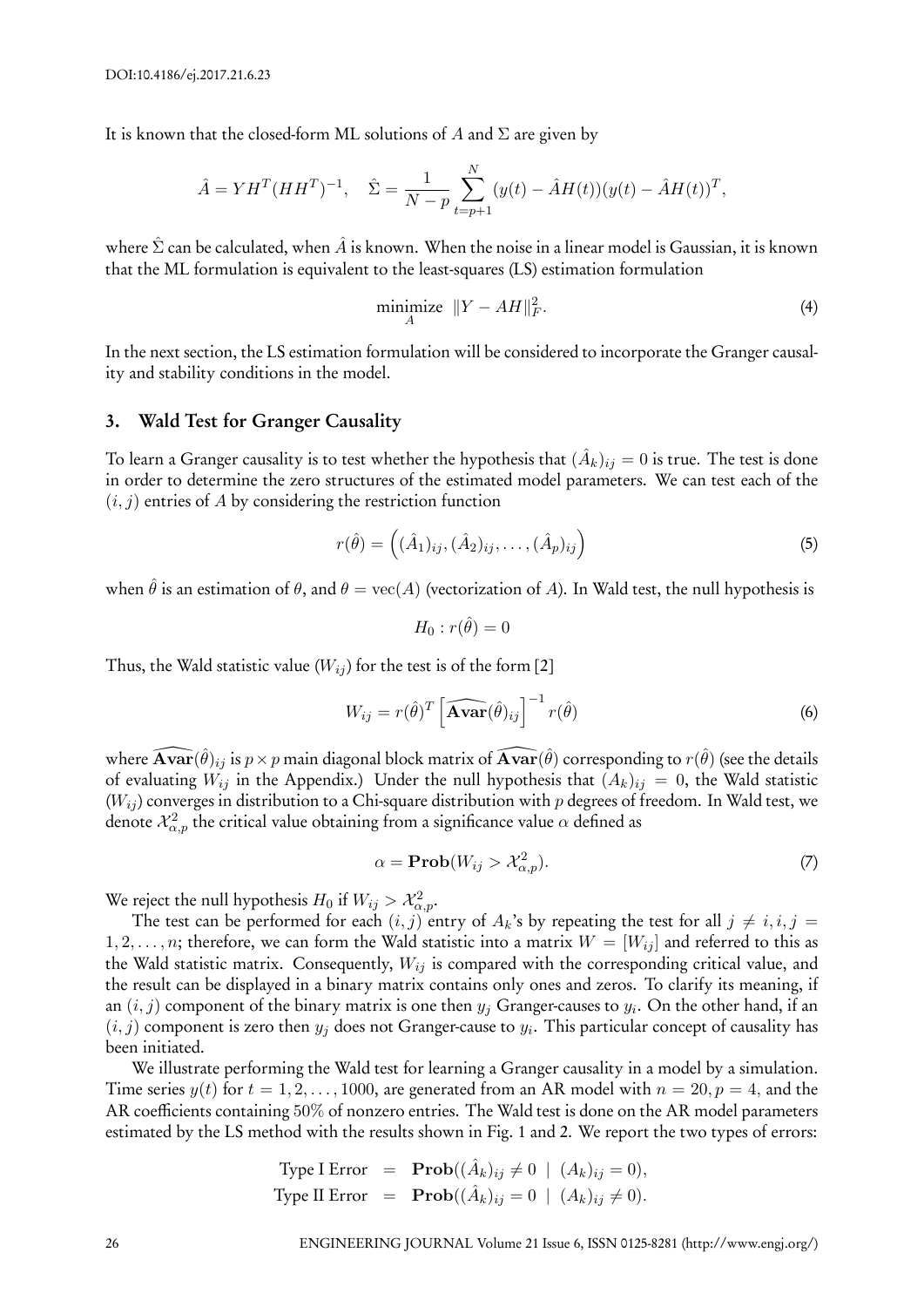It is known that the closed-form ML solutions of $A$ and $\Sigma$ are given by

$$\hat{A} = YH^T(HH^T)^{-1}, \quad \hat{\Sigma} = \frac{1}{N-p}\sum_{t=p+1}^{N}(y(t) - \hat{A}H(t))(y(t) - \hat{A}H(t))^T,$$

where $\hat{\Sigma}$ can be calculated, when $\hat{A}$ is known. When the noise in a linear model is Gaussian, it is known that the ML formulation is equivalent to the least-squares (LS) estimation formulation

$$\underset{A}{\text{minimize}} \quad \|Y - AH\|_F^2. \tag{4}$$

In the next section, the LS estimation formulation will be considered to incorporate the Granger causality and stability conditions in the model.

## 3. Wald Test for Granger Causality

To learn a Granger causality is to test whether the hypothesis that $(\hat{A}_k)_{ij} = 0$ is true. The test is done in order to determine the zero structures of the estimated model parameters. We can test each of the $(i, j)$ entries of $A$ by considering the restriction function

$$r(\hat{\theta}) = \left((\hat{A}_1)_{ij}, (\hat{A}_2)_{ij}, \ldots, (\hat{A}_p)_{ij}\right) \tag{5}$$

when $\hat{\theta}$ is an estimation of $\theta$, and $\theta = \text{vec}(A)$ (vectorization of $A$). In Wald test, the null hypothesis is

$$H_0 : r(\hat{\theta}) = 0$$

Thus, the Wald statistic value ($W_{ij}$) for the test is of the form [2]

$$W_{ij} = r(\hat{\theta})^T \left[\widehat{\mathbf{Avar}}(\hat{\theta})_{ij}\right]^{-1} r(\hat{\theta}) \tag{6}$$

where $\widehat{\mathbf{Avar}}(\hat{\theta})_{ij}$ is $p \times p$ main diagonal block matrix of $\widehat{\mathbf{Avar}}(\hat{\theta})$ corresponding to $r(\hat{\theta})$ (see the details of evaluating $W_{ij}$ in the Appendix.) Under the null hypothesis that $(A_k)_{ij} = 0$, the Wald statistic ($W_{ij}$) converges in distribution to a Chi-square distribution with $p$ degrees of freedom. In Wald test, we denote $\mathcal{X}^2_{\alpha,p}$ the critical value obtaining from a significance value $\alpha$ defined as

$$\alpha = \mathbf{Prob}(W_{ij} > \mathcal{X}^2_{\alpha,p}). \tag{7}$$

We reject the null hypothesis $H_0$ if $W_{ij} > \mathcal{X}^2_{\alpha,p}$.

The test can be performed for each $(i, j)$ entry of $A_k$'s by repeating the test for all $j \neq i, i, j = 1, 2, \ldots, n$; therefore, we can form the Wald statistic into a matrix $W = [W_{ij}]$ and referred to this as the Wald statistic matrix. Consequently, $W_{ij}$ is compared with the corresponding critical value, and the result can be displayed in a binary matrix contains only ones and zeros. To clarify its meaning, if an $(i, j)$ component of the binary matrix is one then $y_j$ Granger-causes to $y_i$. On the other hand, if an $(i, j)$ component is zero then $y_j$ does not Granger-cause to $y_i$. This particular concept of causality has been initiated.

We illustrate performing the Wald test for learning a Granger causality in a model by a simulation. Time series $y(t)$ for $t = 1, 2, \ldots, 1000$, are generated from an AR model with $n = 20, p = 4$, and the AR coefficients containing 50% of nonzero entries. The Wald test is done on the AR model parameters estimated by the LS method with the results shown in Fig. 1 and 2. We report the two types of errors:

$$\begin{aligned}
\text{Type I Error} &= \mathbf{Prob}((\hat{A}_k)_{ij} \neq 0 \mid (A_k)_{ij} = 0), \\
\text{Type II Error} &= \mathbf{Prob}((\hat{A}_k)_{ij} = 0 \mid (A_k)_{ij} \neq 0).
\end{aligned}$$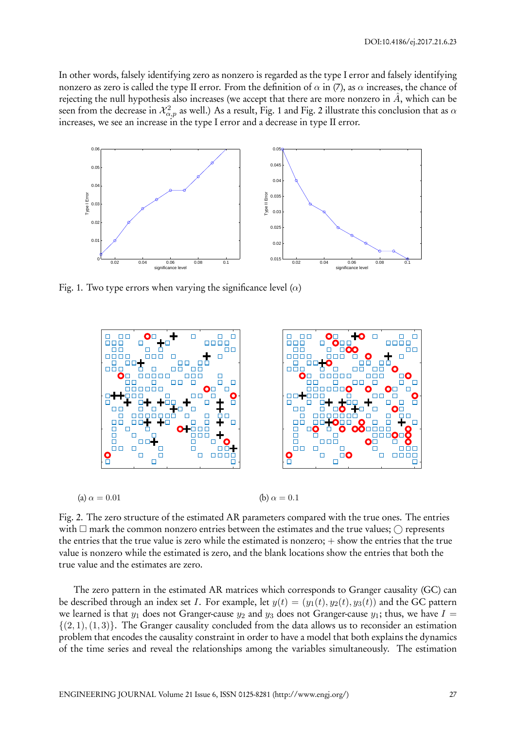In other words, falsely identifying zero as nonzero is regarded as the type I error and falsely identifying nonzero as zero is called the type II error. From the definition of $\alpha$ in (7), as $\alpha$ increases, the chance of rejecting the null hypothesis also increases (we accept that there are more nonzero in $\hat{A}$, which can be seen from the decrease in $\mathcal{X}^2_{\alpha,p}$ as well.) As a result, Fig. 1 and Fig. 2 illustrate this conclusion that as $\alpha$ increases, we see an increase in the type I error and a decrease in type II error.

Fig. 1. Two type errors when varying the significance level ($\alpha$)

(a) $\alpha = 0.01$

(b) $\alpha = 0.1$

Fig. 2. The zero structure of the estimated AR parameters compared with the true ones. The entries with $\square$ mark the common nonzero entries between the estimates and the true values; $\bigcirc$ represents the entries that the true value is zero while the estimated is nonzero; $+$ show the entries that the true value is nonzero while the estimated is zero, and the blank locations show the entries that both the true value and the estimates are zero.

The zero pattern in the estimated AR matrices which corresponds to Granger causality (GC) can be described through an index set $I$. For example, let $y(t) = (y_1(t), y_2(t), y_3(t))$ and the GC pattern we learned is that $y_1$ does not Granger-cause $y_2$ and $y_3$ does not Granger-cause $y_1$; thus, we have $I = \{(2,1),(1,3)\}$. The Granger causality concluded from the data allows us to reconsider an estimation problem that encodes the causality constraint in order to have a model that both explains the dynamics of the time series and reveal the relationships among the variables simultaneously. The estimation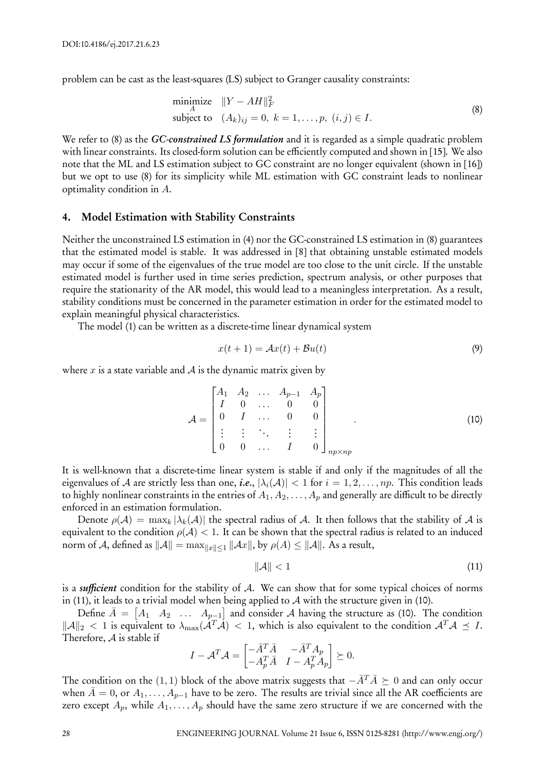problem can be cast as the least-squares (LS) subject to Granger causality constraints:

$$
\begin{array}{ll}
\underset{A}{\text{minimize}} & \|Y - AH\|_F^2 \\
\text{subject to} & (A_k)_{ij} = 0, \; k = 1, \ldots, p, \; (i,j) \in I.
\end{array}
\tag{8}
$$

We refer to (8) as the ***GC-constrained LS formulation*** and it is regarded as a simple quadratic problem with linear constraints. Its closed-form solution can be efficiently computed and shown in [15]. We also note that the ML and LS estimation subject to GC constraint are no longer equivalent (shown in [16]) but we opt to use (8) for its simplicity while ML estimation with GC constraint leads to nonlinear optimality condition in $A$.

## 4. Model Estimation with Stability Constraints

Neither the unconstrained LS estimation in (4) nor the GC-constrained LS estimation in (8) guarantees that the estimated model is stable. It was addressed in [8] that obtaining unstable estimated models may occur if some of the eigenvalues of the true model are too close to the unit circle. If the unstable estimated model is further used in time series prediction, spectrum analysis, or other purposes that require the stationarity of the AR model, this would lead to a meaningless interpretation. As a result, stability conditions must be concerned in the parameter estimation in order for the estimated model to explain meaningful physical characteristics.

The model (1) can be written as a discrete-time linear dynamical system

$$
x(t+1) = \mathcal{A}x(t) + \mathcal{B}u(t) \tag{9}
$$

where $x$ is a state variable and $\mathcal{A}$ is the dynamic matrix given by

$$
\mathcal{A} = \begin{bmatrix} A_1 & A_2 & \ldots & A_{p-1} & A_p \\ I & 0 & \ldots & 0 & 0 \\ 0 & I & \ldots & 0 & 0 \\ \vdots & \vdots & \ddots & \vdots & \vdots \\ 0 & 0 & \ldots & I & 0 \end{bmatrix}_{np \times np}. \tag{10}
$$

It is well-known that a discrete-time linear system is stable if and only if the magnitudes of all the eigenvalues of $\mathcal{A}$ are strictly less than one, ***i.e.***, $|\lambda_i(\mathcal{A})| < 1$ for $i = 1, 2, \ldots, np$. This condition leads to highly nonlinear constraints in the entries of $A_1, A_2, \ldots, A_p$ and generally are difficult to be directly enforced in an estimation formulation.

Denote $\rho(\mathcal{A}) = \max_k |\lambda_k(\mathcal{A})|$ the spectral radius of $\mathcal{A}$. It then follows that the stability of $\mathcal{A}$ is equivalent to the condition $\rho(\mathcal{A}) < 1$. It can be shown that the spectral radius is related to an induced norm of $\mathcal{A}$, defined as $\|\mathcal{A}\| = \max_{\|x\| \leq 1} \|\mathcal{A}x\|$, by $\rho(A) \leq \|\mathcal{A}\|$. As a result,

$$
\|\mathcal{A}\| < 1 \tag{11}
$$

is a ***sufficient*** condition for the stability of $\mathcal{A}$. We can show that for some typical choices of norms in (11), it leads to a trivial model when being applied to $\mathcal{A}$ with the structure given in (10).

Define $\bar{A} = \begin{bmatrix} A_1 & A_2 & \ldots & A_{p-1} \end{bmatrix}$ and consider $\mathcal{A}$ having the structure as (10). The condition $\|\mathcal{A}\|_2 < 1$ is equivalent to $\lambda_{\max}(\mathcal{A}^T\mathcal{A}) < 1$, which is also equivalent to the condition $\mathcal{A}^T\mathcal{A} \preceq I$. Therefore, $\mathcal{A}$ is stable if

$$
I - \mathcal{A}^T\mathcal{A} = \begin{bmatrix} -\bar{A}^T\bar{A} & -\bar{A}^T A_p \\ -A_p^T \bar{A} & I - A_p^T A_p \end{bmatrix} \succeq 0.
$$

The condition on the $(1,1)$ block of the above matrix suggests that $-\bar{A}^T\bar{A} \succeq 0$ and can only occur when $\bar{A} = 0$, or $A_1, \ldots, A_{p-1}$ have to be zero. The results are trivial since all the AR coefficients are zero except $A_p$, while $A_1, \ldots, A_p$ should have the same zero structure if we are concerned with the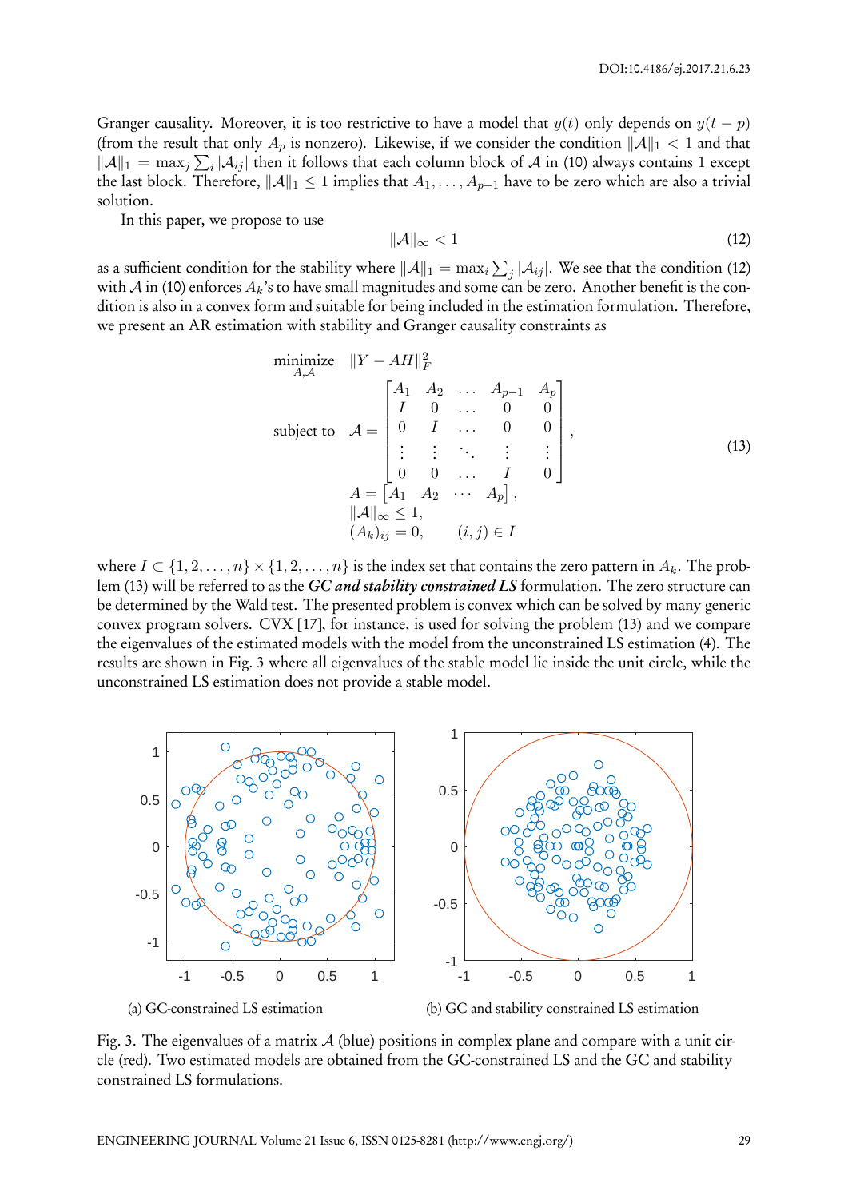Granger causality. Moreover, it is too restrictive to have a model that $y(t)$ only depends on $y(t-p)$ (from the result that only $A_p$ is nonzero). Likewise, if we consider the condition $\|\mathcal{A}\|_1 < 1$ and that $\|\mathcal{A}\|_1 = \max_j \sum_i |\mathcal{A}_{ij}|$ then it follows that each column block of $\mathcal{A}$ in (10) always contains 1 except the last block. Therefore, $\|\mathcal{A}\|_1 \leq 1$ implies that $A_1, \ldots, A_{p-1}$ have to be zero which are also a trivial solution.

In this paper, we propose to use

$$\|\mathcal{A}\|_\infty < 1 \tag{12}$$

as a sufficient condition for the stability where $\|\mathcal{A}\|_1 = \max_i \sum_j |\mathcal{A}_{ij}|$. We see that the condition (12) with $\mathcal{A}$ in (10) enforces $A_k$'s to have small magnitudes and some can be zero. Another benefit is the condition is also in a convex form and suitable for being included in the estimation formulation. Therefore, we present an AR estimation with stability and Granger causality constraints as

$$\begin{array}{ll} \underset{A,\mathcal{A}}{\text{minimize}} & \|Y - AH\|_F^2 \\ \text{subject to} & \mathcal{A} = \begin{bmatrix} A_1 & A_2 & \ldots & A_{p-1} & A_p \\ I & 0 & \ldots & 0 & 0 \\ 0 & I & \ldots & 0 & 0 \\ \vdots & \vdots & \ddots & \vdots & \vdots \\ 0 & 0 & \ldots & I & 0 \end{bmatrix}, \\ & A = \begin{bmatrix} A_1 & A_2 & \cdots & A_p \end{bmatrix}, \\ & \|\mathcal{A}\|_\infty \leq 1, \\ & (A_k)_{ij} = 0, \qquad (i,j) \in I \end{array} \tag{13}$$

where $I \subset \{1, 2, \ldots, n\} \times \{1, 2, \ldots, n\}$ is the index set that contains the zero pattern in $A_k$. The problem (13) will be referred to as the ***GC and stability constrained LS*** formulation. The zero structure can be determined by the Wald test. The presented problem is convex which can be solved by many generic convex program solvers. CVX [17], for instance, is used for solving the problem (13) and we compare the eigenvalues of the estimated models with the model from the unconstrained LS estimation (4). The results are shown in Fig. 3 where all eigenvalues of the stable model lie inside the unit circle, while the unconstrained LS estimation does not provide a stable model.

(a) GC-constrained LS estimation

(b) GC and stability constrained LS estimation

Fig. 3. The eigenvalues of a matrix $\mathcal{A}$ (blue) positions in complex plane and compare with a unit circle (red). Two estimated models are obtained from the GC-constrained LS and the GC and stability constrained LS formulations.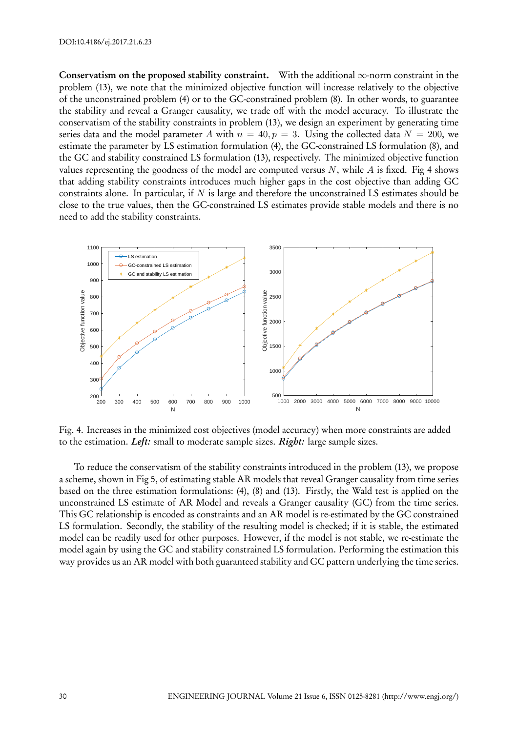**Conservatism on the proposed stability constraint.** With the additional $\infty$-norm constraint in the problem (13), we note that the minimized objective function will increase relatively to the objective of the unconstrained problem (4) or to the GC-constrained problem (8). In other words, to guarantee the stability and reveal a Granger causality, we trade off with the model accuracy. To illustrate the conservatism of the stability constraints in problem (13), we design an experiment by generating time series data and the model parameter $A$ with $n = 40, p = 3$. Using the collected data $N = 200$, we estimate the parameter by LS estimation formulation (4), the GC-constrained LS formulation (8), and the GC and stability constrained LS formulation (13), respectively. The minimized objective function values representing the goodness of the model are computed versus $N$, while $A$ is fixed. Fig 4 shows that adding stability constraints introduces much higher gaps in the cost objective than adding GC constraints alone. In particular, if $N$ is large and therefore the unconstrained LS estimates should be close to the true values, then the GC-constrained LS estimates provide stable models and there is no need to add the stability constraints.

Fig. 4. Increases in the minimized cost objectives (model accuracy) when more constraints are added to the estimation. ***Left:*** small to moderate sample sizes. ***Right:*** large sample sizes.

To reduce the conservatism of the stability constraints introduced in the problem (13), we propose a scheme, shown in Fig 5, of estimating stable AR models that reveal Granger causality from time series based on the three estimation formulations: (4), (8) and (13). Firstly, the Wald test is applied on the unconstrained LS estimate of AR Model and reveals a Granger causality (GC) from the time series. This GC relationship is encoded as constraints and an AR model is re-estimated by the GC constrained LS formulation. Secondly, the stability of the resulting model is checked; if it is stable, the estimated model can be readily used for other purposes. However, if the model is not stable, we re-estimate the model again by using the GC and stability constrained LS formulation. Performing the estimation this way provides us an AR model with both guaranteed stability and GC pattern underlying the time series.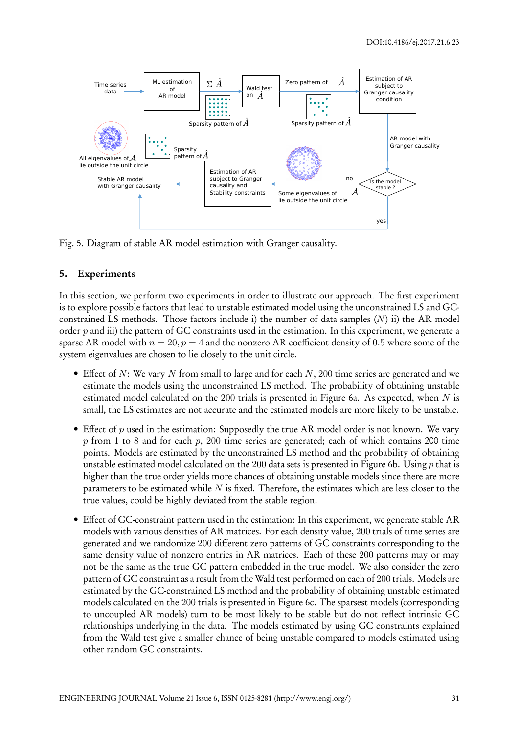Fig. 5. Diagram of stable AR model estimation with Granger causality.

## 5. Experiments

In this section, we perform two experiments in order to illustrate our approach. The first experiment is to explore possible factors that lead to unstable estimated model using the unconstrained LS and GC-constrained LS methods. Those factors include i) the number of data samples ($N$) ii) the AR model order $p$ and iii) the pattern of GC constraints used in the estimation. In this experiment, we generate a sparse AR model with $n = 20, p = 4$ and the nonzero AR coefficient density of 0.5 where some of the system eigenvalues are chosen to lie closely to the unit circle.

- Effect of $N$: We vary $N$ from small to large and for each $N$, 200 time series are generated and we estimate the models using the unconstrained LS method. The probability of obtaining unstable estimated model calculated on the 200 trials is presented in Figure 6a. As expected, when $N$ is small, the LS estimates are not accurate and the estimated models are more likely to be unstable.
- Effect of $p$ used in the estimation: Supposedly the true AR model order is not known. We vary $p$ from 1 to 8 and for each $p$, 200 time series are generated; each of which contains 200 time points. Models are estimated by the unconstrained LS method and the probability of obtaining unstable estimated model calculated on the 200 data sets is presented in Figure 6b. Using $p$ that is higher than the true order yields more chances of obtaining unstable models since there are more parameters to be estimated while $N$ is fixed. Therefore, the estimates which are less closer to the true values, could be highly deviated from the stable region.
- Effect of GC-constraint pattern used in the estimation: In this experiment, we generate stable AR models with various densities of AR matrices. For each density value, 200 trials of time series are generated and we randomize 200 different zero patterns of GC constraints corresponding to the same density value of nonzero entries in AR matrices. Each of these 200 patterns may or may not be the same as the true GC pattern embedded in the true model. We also consider the zero pattern of GC constraint as a result from the Wald test performed on each of 200 trials. Models are estimated by the GC-constrained LS method and the probability of obtaining unstable estimated models calculated on the 200 trials is presented in Figure 6c. The sparsest models (corresponding to uncoupled AR models) turn to be most likely to be stable but do not reflect intrinsic GC relationships underlying in the data. The models estimated by using GC constraints explained from the Wald test give a smaller chance of being unstable compared to models estimated using other random GC constraints.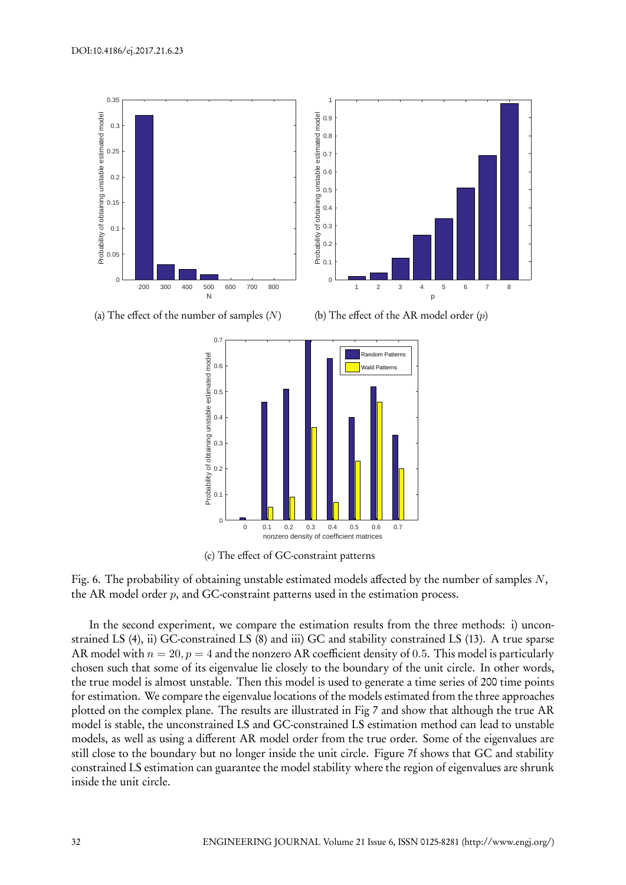(a) The effect of the number of samples ($N$)

(b) The effect of the AR model order ($p$)

(c) The effect of GC-constraint patterns

Fig. 6. The probability of obtaining unstable estimated models affected by the number of samples $N$, the AR model order $p$, and GC-constraint patterns used in the estimation process.

In the second experiment, we compare the estimation results from the three methods: i) unconstrained LS (4), ii) GC-constrained LS (8) and iii) GC and stability constrained LS (13). A true sparse AR model with $n = 20, p = 4$ and the nonzero AR coefficient density of $0.5$. This model is particularly chosen such that some of its eigenvalue lie closely to the boundary of the unit circle. In other words, the true model is almost unstable. Then this model is used to generate a time series of 200 time points for estimation. We compare the eigenvalue locations of the models estimated from the three approaches plotted on the complex plane. The results are illustrated in Fig 7 and show that although the true AR model is stable, the unconstrained LS and GC-constrained LS estimation method can lead to unstable models, as well as using a different AR model order from the true order. Some of the eigenvalues are still close to the boundary but no longer inside the unit circle. Figure 7f shows that GC and stability constrained LS estimation can guarantee the model stability where the region of eigenvalues are shrunk inside the unit circle.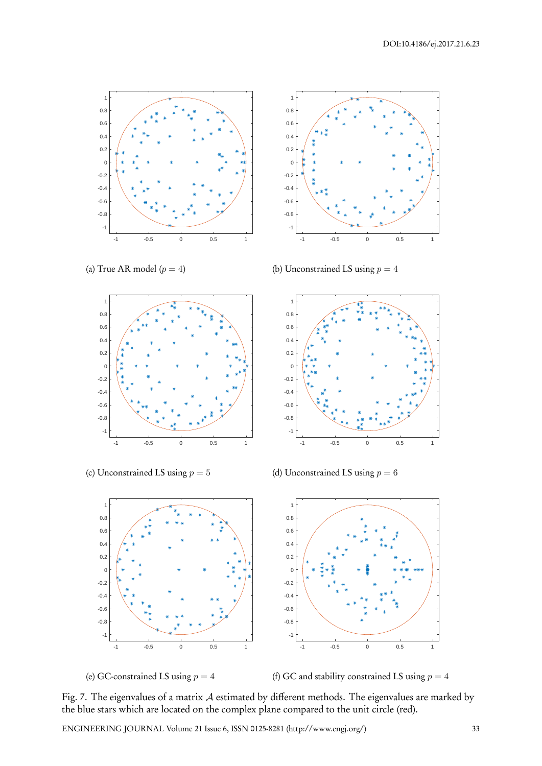(a) True AR model ($p = 4$)

(b) Unconstrained LS using $p = 4$

(c) Unconstrained LS using $p = 5$

(d) Unconstrained LS using $p = 6$

(e) GC-constrained LS using $p = 4$

(f) GC and stability constrained LS using $p = 4$

Fig. 7. The eigenvalues of a matrix $\mathcal{A}$ estimated by different methods. The eigenvalues are marked by the blue stars which are located on the complex plane compared to the unit circle (red).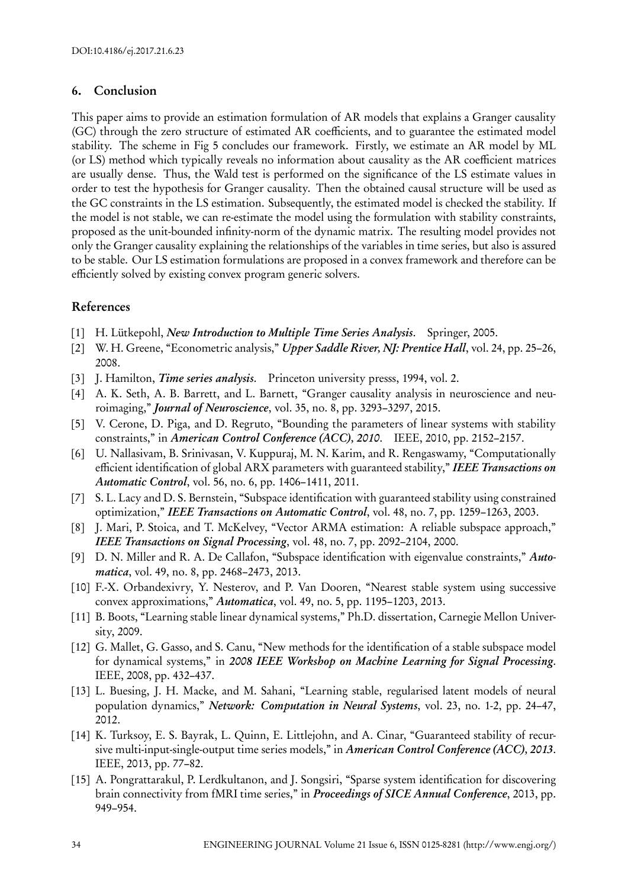## 6. Conclusion

This paper aims to provide an estimation formulation of AR models that explains a Granger causality (GC) through the zero structure of estimated AR coefficients, and to guarantee the estimated model stability. The scheme in Fig 5 concludes our framework. Firstly, we estimate an AR model by ML (or LS) method which typically reveals no information about causality as the AR coefficient matrices are usually dense. Thus, the Wald test is performed on the significance of the LS estimate values in order to test the hypothesis for Granger causality. Then the obtained causal structure will be used as the GC constraints in the LS estimation. Subsequently, the estimated model is checked the stability. If the model is not stable, we can re-estimate the model using the formulation with stability constraints, proposed as the unit-bounded infinity-norm of the dynamic matrix. The resulting model provides not only the Granger causality explaining the relationships of the variables in time series, but also is assured to be stable. Our LS estimation formulations are proposed in a convex framework and therefore can be efficiently solved by existing convex program generic solvers.

## References

[1] H. Lütkepohl, ***New Introduction to Multiple Time Series Analysis***. Springer, 2005.

[2] W. H. Greene, "Econometric analysis," ***Upper Saddle River, NJ: Prentice Hall***, vol. 24, pp. 25–26, 2008.

[3] J. Hamilton, ***Time series analysis***. Princeton university presss, 1994, vol. 2.

[4] A. K. Seth, A. B. Barrett, and L. Barnett, "Granger causality analysis in neuroscience and neuroimaging," ***Journal of Neuroscience***, vol. 35, no. 8, pp. 3293–3297, 2015.

[5] V. Cerone, D. Piga, and D. Regruto, "Bounding the parameters of linear systems with stability constraints," in ***American Control Conference (ACC), 2010***. IEEE, 2010, pp. 2152–2157.

[6] U. Nallasivam, B. Srinivasan, V. Kuppuraj, M. N. Karim, and R. Rengaswamy, "Computationally efficient identification of global ARX parameters with guaranteed stability," ***IEEE Transactions on Automatic Control***, vol. 56, no. 6, pp. 1406–1411, 2011.

[7] S. L. Lacy and D. S. Bernstein, "Subspace identification with guaranteed stability using constrained optimization," ***IEEE Transactions on Automatic Control***, vol. 48, no. 7, pp. 1259–1263, 2003.

[8] J. Mari, P. Stoica, and T. McKelvey, "Vector ARMA estimation: A reliable subspace approach," ***IEEE Transactions on Signal Processing***, vol. 48, no. 7, pp. 2092–2104, 2000.

[9] D. N. Miller and R. A. De Callafon, "Subspace identification with eigenvalue constraints," ***Automatica***, vol. 49, no. 8, pp. 2468–2473, 2013.

[10] F.-X. Orbandexivry, Y. Nesterov, and P. Van Dooren, "Nearest stable system using successive convex approximations," ***Automatica***, vol. 49, no. 5, pp. 1195–1203, 2013.

[11] B. Boots, "Learning stable linear dynamical systems," Ph.D. dissertation, Carnegie Mellon University, 2009.

[12] G. Mallet, G. Gasso, and S. Canu, "New methods for the identification of a stable subspace model for dynamical systems," in ***2008 IEEE Workshop on Machine Learning for Signal Processing***. IEEE, 2008, pp. 432–437.

[13] L. Buesing, J. H. Macke, and M. Sahani, "Learning stable, regularised latent models of neural population dynamics," ***Network: Computation in Neural Systems***, vol. 23, no. 1-2, pp. 24–47, 2012.

[14] K. Turksoy, E. S. Bayrak, L. Quinn, E. Littlejohn, and A. Cinar, "Guaranteed stability of recursive multi-input-single-output time series models," in ***American Control Conference (ACC), 2013***. IEEE, 2013, pp. 77–82.

[15] A. Pongrattarakul, P. Lerdkultanon, and J. Songsiri, "Sparse system identification for discovering brain connectivity from fMRI time series," in ***Proceedings of SICE Annual Conference***, 2013, pp. 949–954.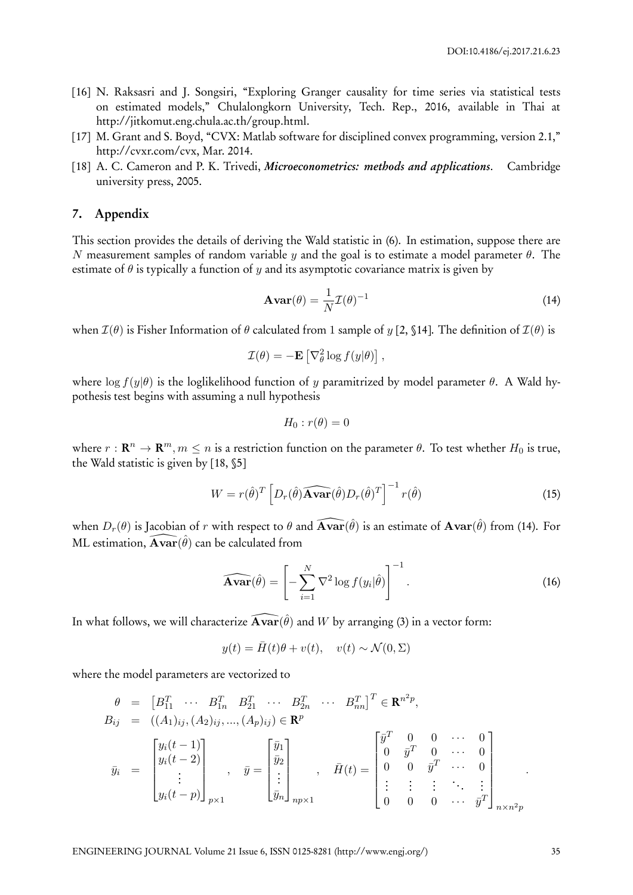[16] N. Raksasri and J. Songsiri, "Exploring Granger causality for time series via statistical tests on estimated models," Chulalongkorn University, Tech. Rep., 2016, available in Thai at http://jitkomut.eng.chula.ac.th/group.html.

[17] M. Grant and S. Boyd, "CVX: Matlab software for disciplined convex programming, version 2.1," http://cvxr.com/cvx, Mar. 2014.

[18] A. C. Cameron and P. K. Trivedi, ***Microeconometrics: methods and applications***. Cambridge university press, 2005.

## 7. Appendix

This section provides the details of deriving the Wald statistic in (6). In estimation, suppose there are $N$ measurement samples of random variable $y$ and the goal is to estimate a model parameter $\theta$. The estimate of $\theta$ is typically a function of $y$ and its asymptotic covariance matrix is given by

$$\mathbf{Avar}(\theta) = \frac{1}{N}\mathcal{I}(\theta)^{-1} \tag{14}$$

when $\mathcal{I}(\theta)$ is Fisher Information of $\theta$ calculated from 1 sample of $y$ [2, §14]. The definition of $\mathcal{I}(\theta)$ is

$$\mathcal{I}(\theta) = -\mathbf{E}\left[\nabla_\theta^2 \log f(y|\theta)\right],$$

where $\log f(y|\theta)$ is the loglikelihood function of $y$ paramitrized by model parameter $\theta$. A Wald hypothesis test begins with assuming a null hypothesis

$$H_0 : r(\theta) = 0$$

where $r : \mathbf{R}^n \to \mathbf{R}^m, m \leq n$ is a restriction function on the parameter $\theta$. To test whether $H_0$ is true, the Wald statistic is given by [18, §5]

$$W = r(\hat{\theta})^T \left[D_r(\hat{\theta})\widehat{\mathbf{Avar}}(\hat{\theta})D_r(\hat{\theta})^T\right]^{-1} r(\hat{\theta}) \tag{15}$$

when $D_r(\theta)$ is Jacobian of $r$ with respect to $\theta$ and $\widehat{\mathbf{Avar}}(\hat{\theta})$ is an estimate of $\mathbf{Avar}(\hat{\theta})$ from (14). For ML estimation, $\widehat{\mathbf{Avar}}(\hat{\theta})$ can be calculated from

$$\widehat{\mathbf{Avar}}(\hat{\theta}) = \left[-\sum_{i=1}^{N} \nabla^2 \log f(y_i|\hat{\theta})\right]^{-1}. \tag{16}$$

In what follows, we will characterize $\widehat{\mathbf{Avar}}(\hat{\theta})$ and $W$ by arranging (3) in a vector form:

$$y(t) = \bar{H}(t)\theta + v(t), \quad v(t) \sim \mathcal{N}(0, \Sigma)$$

where the model parameters are vectorized to

$$\begin{aligned}
\theta &= \begin{bmatrix} B_{11}^T & \cdots & B_{1n}^T & B_{21}^T & \cdots & B_{2n}^T & \cdots & B_{nn}^T \end{bmatrix}^T \in \mathbf{R}^{n^2p}, \\
B_{ij} &= ((A_1)_{ij}, (A_2)_{ij}, ..., (A_p)_{ij}) \in \mathbf{R}^p \\
\bar{y}_i &= \begin{bmatrix} y_i(t-1) \\ y_i(t-2) \\ \vdots \\ y_i(t-p) \end{bmatrix}_{p\times 1}, \quad \bar{y} = \begin{bmatrix} \bar{y}_1 \\ \bar{y}_2 \\ \vdots \\ \bar{y}_n \end{bmatrix}_{np\times 1}, \quad \bar{H}(t) = \begin{bmatrix} \bar{y}^T & 0 & 0 & \cdots & 0 \\ 0 & \bar{y}^T & 0 & \cdots & 0 \\ 0 & 0 & \bar{y}^T & \cdots & 0 \\ \vdots & \vdots & \vdots & \ddots & \vdots \\ 0 & 0 & 0 & \cdots & \bar{y}^T \end{bmatrix}_{n\times n^2p}.
\end{aligned}$$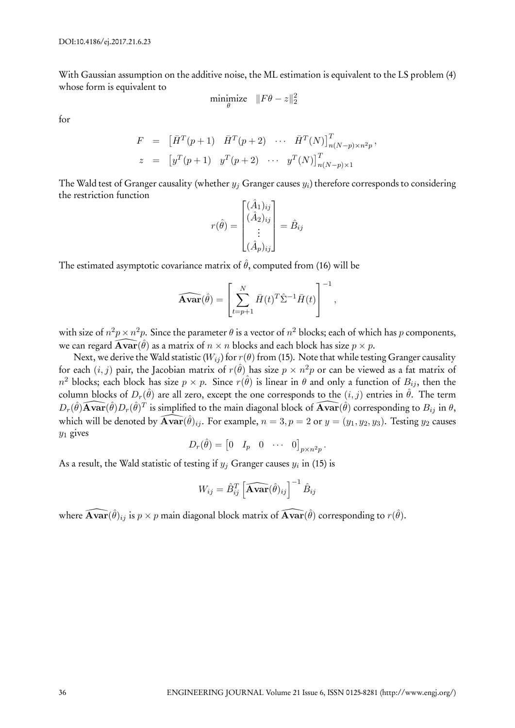With Gaussian assumption on the additive noise, the ML estimation is equivalent to the LS problem (4) whose form is equivalent to

$$\underset{\theta}{\text{minimize}} \quad \|F\theta - z\|_2^2$$

for

$$\begin{aligned} F &= \begin{bmatrix} \bar{H}^T(p+1) & \bar{H}^T(p+2) & \cdots & \bar{H}^T(N) \end{bmatrix}^T_{n(N-p)\times n^2 p}, \\ z &= \begin{bmatrix} y^T(p+1) & y^T(p+2) & \cdots & y^T(N) \end{bmatrix}^T_{n(N-p)\times 1} \end{aligned}$$

The Wald test of Granger causality (whether $y_j$ Granger causes $y_i$) therefore corresponds to considering the restriction function

$$r(\hat{\theta}) = \begin{bmatrix} (\hat{A}_1)_{ij} \\ (\hat{A}_2)_{ij} \\ \vdots \\ (\hat{A}_p)_{ij} \end{bmatrix} = \hat{B}_{ij}$$

The estimated asymptotic covariance matrix of $\hat{\theta}$, computed from (16) will be

$$\widehat{\mathbf{Avar}}(\hat{\theta}) = \left[ \sum_{t=p+1}^{N} \bar{H}(t)^T \hat{\Sigma}^{-1} \bar{H}(t) \right]^{-1},$$

with size of $n^2p \times n^2p$. Since the parameter $\theta$ is a vector of $n^2$ blocks; each of which has $p$ components, we can regard $\widehat{\mathbf{Avar}}(\hat{\theta})$ as a matrix of $n \times n$ blocks and each block has size $p \times p$.

Next, we derive the Wald statistic ($W_{ij}$) for $r(\theta)$ from (15). Note that while testing Granger causality for each $(i, j)$ pair, the Jacobian matrix of $r(\hat{\theta})$ has size $p \times n^2p$ or can be viewed as a fat matrix of $n^2$ blocks; each block has size $p \times p$. Since $r(\hat{\theta})$ is linear in $\theta$ and only a function of $B_{ij}$, then the column blocks of $D_r(\hat{\theta})$ are all zero, except the one corresponds to the $(i, j)$ entries in $\hat{\theta}$. The term $D_r(\hat{\theta})\widehat{\mathbf{Avar}}(\hat{\theta})D_r(\hat{\theta})^T$ is simplified to the main diagonal block of $\widehat{\mathbf{Avar}}(\hat{\theta})$ corresponding to $B_{ij}$ in $\theta$, which will be denoted by $\widehat{\mathbf{Avar}}(\hat{\theta})_{ij}$. For example, $n = 3, p = 2$ or $y = (y_1, y_2, y_3)$. Testing $y_2$ causes $y_1$ gives

$$D_r(\hat{\theta}) = \begin{bmatrix} 0 & I_p & 0 & \cdots & 0 \end{bmatrix}_{p \times n^2 p}.$$

As a result, the Wald statistic of testing if $y_j$ Granger causes $y_i$ in (15) is

$$W_{ij} = \hat{B}_{ij}^T \left[ \widehat{\mathbf{Avar}}(\hat{\theta})_{ij} \right]^{-1} \hat{B}_{ij}$$

where $\widehat{\mathbf{Avar}}(\hat{\theta})_{ij}$ is $p \times p$ main diagonal block matrix of $\widehat{\mathbf{Avar}}(\hat{\theta})$ corresponding to $r(\hat{\theta})$.